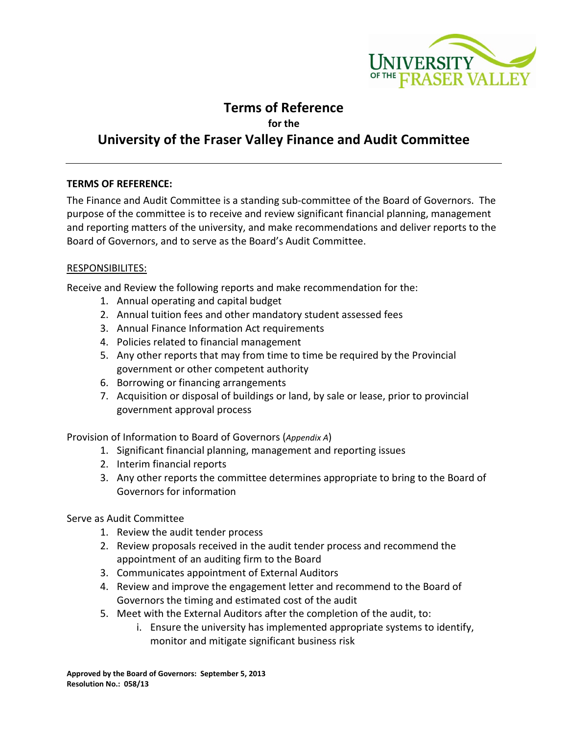# Terms of Reference

**for the**

## University of the Fraser Valley Finance and Audit Committee

---

**TERMS OF REFERENCE:**

The Finance and Audit Committee is a standing sub-committee of the Board of Governors. The purpose of the committee is to receive and review significant financial planning, management and reporting matters of the university, and make recommendations and deliver reports to the Board of Governors, and to serve as the Board's Audit Committee.

RESPONSIBILITES:

Receive and Review the following reports and make recommendation for the:

1. Annual operating and capital budget
2. Annual tuition fees and other mandatory student assessed fees
3. Annual Finance Information Act requirements
4. Policies related to financial management
5. Any other reports that may from time to time be required by the Provincial government or other competent authority
6. Borrowing or financing arrangements
7. Acquisition or disposal of buildings or land, by sale or lease, prior to provincial government approval process

Provision of Information to Board of Governors (*Appendix A*)

1. Significant financial planning, management and reporting issues
2. Interim financial reports
3. Any other reports the committee determines appropriate to bring to the Board of Governors for information

Serve as Audit Committee

1. Review the audit tender process
2. Review proposals received in the audit tender process and recommend the appointment of an auditing firm to the Board
3. Communicates appointment of External Auditors
4. Review and improve the engagement letter and recommend to the Board of Governors the timing and estimated cost of the audit
5. Meet with the External Auditors after the completion of the audit, to:
   i. Ensure the university has implemented appropriate systems to identify, monitor and mitigate significant business risk

**Approved by the Board of Governors: September 5, 2013**
**Resolution No.: 058/13**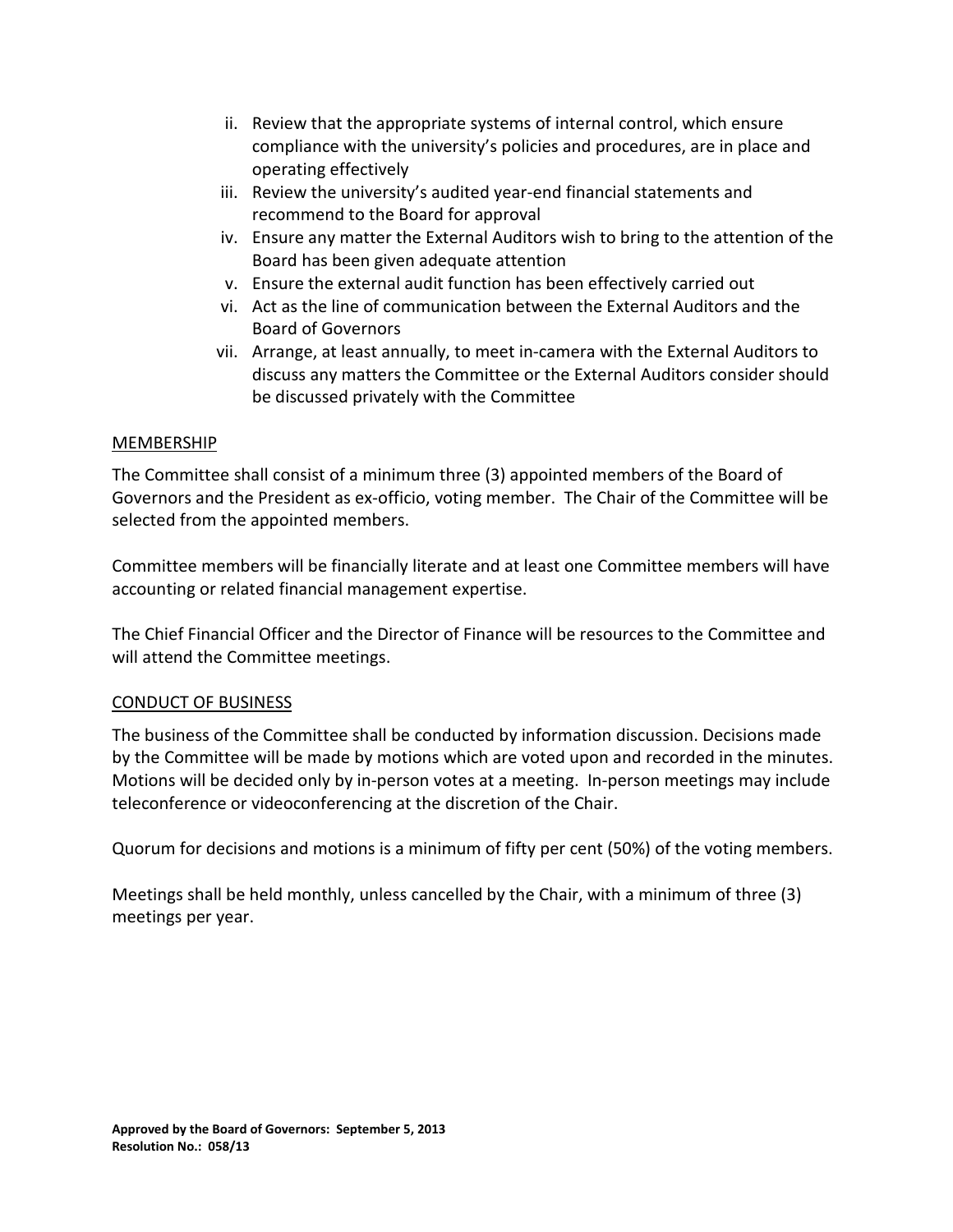ii. Review that the appropriate systems of internal control, which ensure compliance with the university's policies and procedures, are in place and operating effectively
iii. Review the university's audited year-end financial statements and recommend to the Board for approval
iv. Ensure any matter the External Auditors wish to bring to the attention of the Board has been given adequate attention
v. Ensure the external audit function has been effectively carried out
vi. Act as the line of communication between the External Auditors and the Board of Governors
vii. Arrange, at least annually, to meet in-camera with the External Auditors to discuss any matters the Committee or the External Auditors consider should be discussed privately with the Committee

## MEMBERSHIP

The Committee shall consist of a minimum three (3) appointed members of the Board of Governors and the President as ex-officio, voting member. The Chair of the Committee will be selected from the appointed members.

Committee members will be financially literate and at least one Committee members will have accounting or related financial management expertise.

The Chief Financial Officer and the Director of Finance will be resources to the Committee and will attend the Committee meetings.

## CONDUCT OF BUSINESS

The business of the Committee shall be conducted by information discussion. Decisions made by the Committee will be made by motions which are voted upon and recorded in the minutes. Motions will be decided only by in-person votes at a meeting. In-person meetings may include teleconference or videoconferencing at the discretion of the Chair.

Quorum for decisions and motions is a minimum of fifty per cent (50%) of the voting members.

Meetings shall be held monthly, unless cancelled by the Chair, with a minimum of three (3) meetings per year.

**Approved by the Board of Governors: September 5, 2013**
**Resolution No.: 058/13**